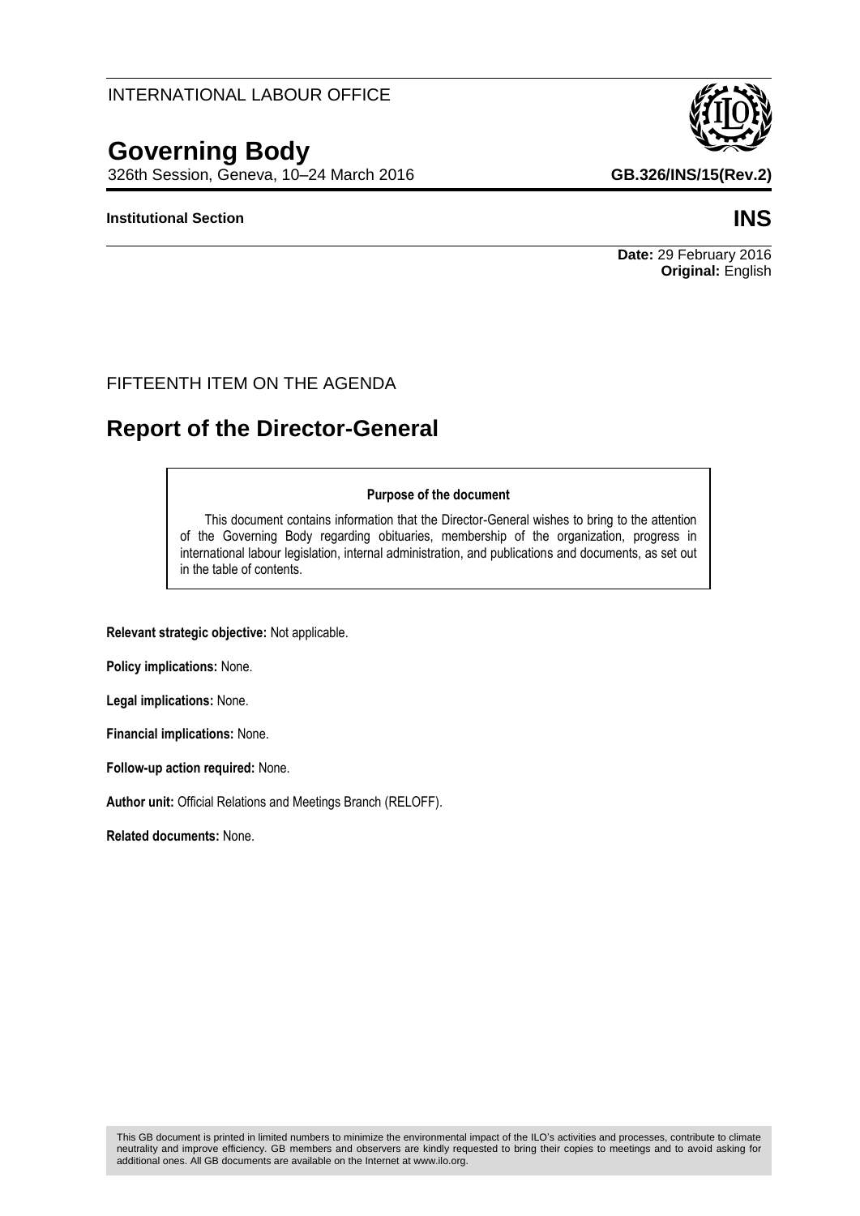INTERNATIONAL LABOUR OFFICE

# Governing Body

326th Session, Geneva, 10–24 March 2016

**GB.326/INS/15(Rev.2)**

**Institutional Section**

**INS**

**Date:** 29 February 2016
**Original:** English

FIFTEENTH ITEM ON THE AGENDA

## Report of the Director-General

**Purpose of the document**

This document contains information that the Director-General wishes to bring to the attention of the Governing Body regarding obituaries, membership of the organization, progress in international labour legislation, internal administration, and publications and documents, as set out in the table of contents.

**Relevant strategic objective:** Not applicable.

**Policy implications:** None.

**Legal implications:** None.

**Financial implications:** None.

**Follow-up action required:** None.

**Author unit:** Official Relations and Meetings Branch (RELOFF).

**Related documents:** None.

This GB document is printed in limited numbers to minimize the environmental impact of the ILO's activities and processes, contribute to climate neutrality and improve efficiency. GB members and observers are kindly requested to bring their copies to meetings and to avoid asking for additional ones. All GB documents are available on the Internet at www.ilo.org.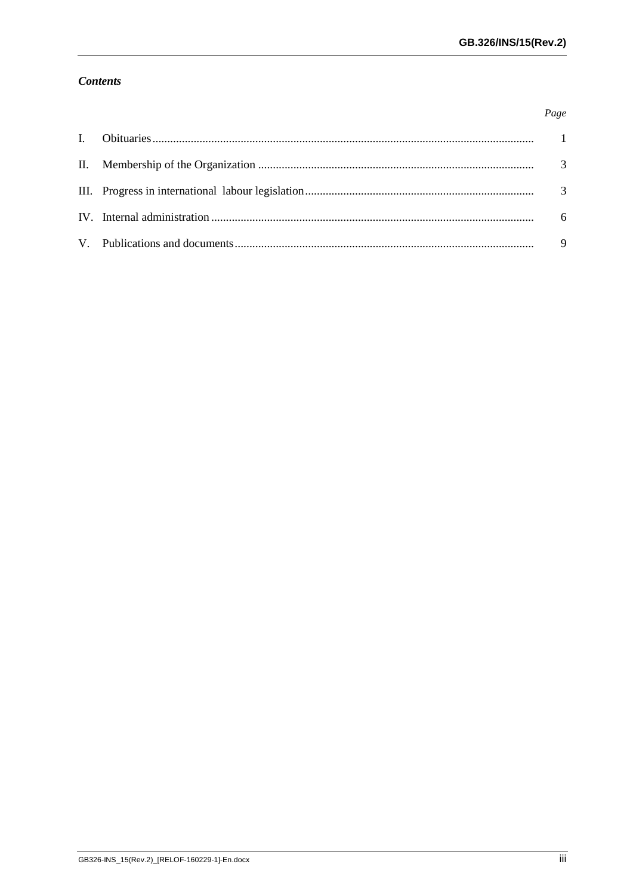***Contents***

| | | *Page* |
|---|---|---|
| I. | Obituaries | 1 |
| II. | Membership of the Organization | 3 |
| III. | Progress in international labour legislation | 3 |
| IV. | Internal administration | 6 |
| V. | Publications and documents | 9 |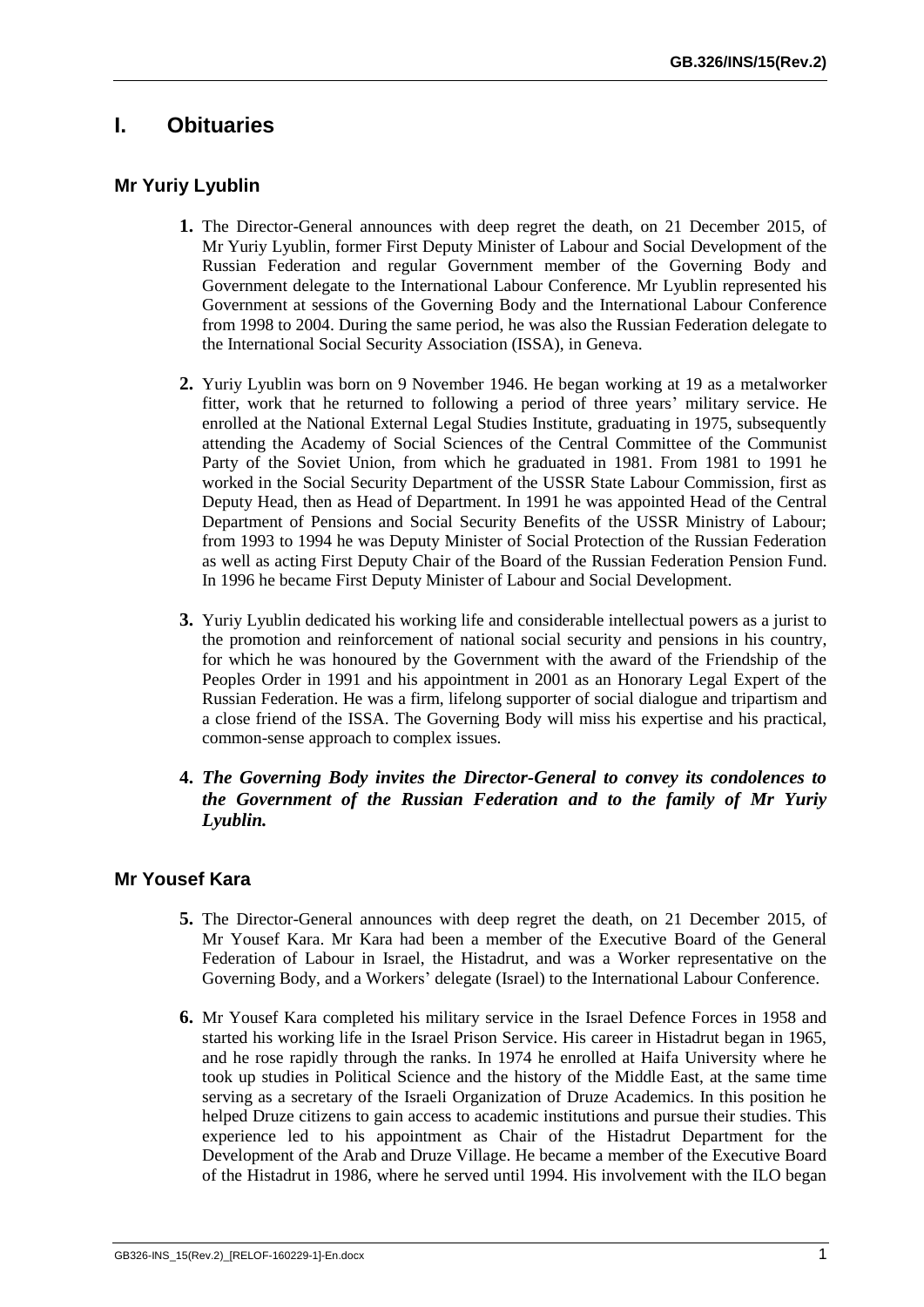# I. Obituaries

## Mr Yuriy Lyublin

**1.** The Director-General announces with deep regret the death, on 21 December 2015, of Mr Yuriy Lyublin, former First Deputy Minister of Labour and Social Development of the Russian Federation and regular Government member of the Governing Body and Government delegate to the International Labour Conference. Mr Lyublin represented his Government at sessions of the Governing Body and the International Labour Conference from 1998 to 2004. During the same period, he was also the Russian Federation delegate to the International Social Security Association (ISSA), in Geneva.

**2.** Yuriy Lyublin was born on 9 November 1946. He began working at 19 as a metalworker fitter, work that he returned to following a period of three years' military service. He enrolled at the National External Legal Studies Institute, graduating in 1975, subsequently attending the Academy of Social Sciences of the Central Committee of the Communist Party of the Soviet Union, from which he graduated in 1981. From 1981 to 1991 he worked in the Social Security Department of the USSR State Labour Commission, first as Deputy Head, then as Head of Department. In 1991 he was appointed Head of the Central Department of Pensions and Social Security Benefits of the USSR Ministry of Labour; from 1993 to 1994 he was Deputy Minister of Social Protection of the Russian Federation as well as acting First Deputy Chair of the Board of the Russian Federation Pension Fund. In 1996 he became First Deputy Minister of Labour and Social Development.

**3.** Yuriy Lyublin dedicated his working life and considerable intellectual powers as a jurist to the promotion and reinforcement of national social security and pensions in his country, for which he was honoured by the Government with the award of the Friendship of the Peoples Order in 1991 and his appointment in 2001 as an Honorary Legal Expert of the Russian Federation. He was a firm, lifelong supporter of social dialogue and tripartism and a close friend of the ISSA. The Governing Body will miss his expertise and his practical, common-sense approach to complex issues.

**4.** ***The Governing Body invites the Director-General to convey its condolences to the Government of the Russian Federation and to the family of Mr Yuriy Lyublin.***

## Mr Yousef Kara

**5.** The Director-General announces with deep regret the death, on 21 December 2015, of Mr Yousef Kara. Mr Kara had been a member of the Executive Board of the General Federation of Labour in Israel, the Histadrut, and was a Worker representative on the Governing Body, and a Workers' delegate (Israel) to the International Labour Conference.

**6.** Mr Yousef Kara completed his military service in the Israel Defence Forces in 1958 and started his working life in the Israel Prison Service. His career in Histadrut began in 1965, and he rose rapidly through the ranks. In 1974 he enrolled at Haifa University where he took up studies in Political Science and the history of the Middle East, at the same time serving as a secretary of the Israeli Organization of Druze Academics. In this position he helped Druze citizens to gain access to academic institutions and pursue their studies. This experience led to his appointment as Chair of the Histadrut Department for the Development of the Arab and Druze Village. He became a member of the Executive Board of the Histadrut in 1986, where he served until 1994. His involvement with the ILO began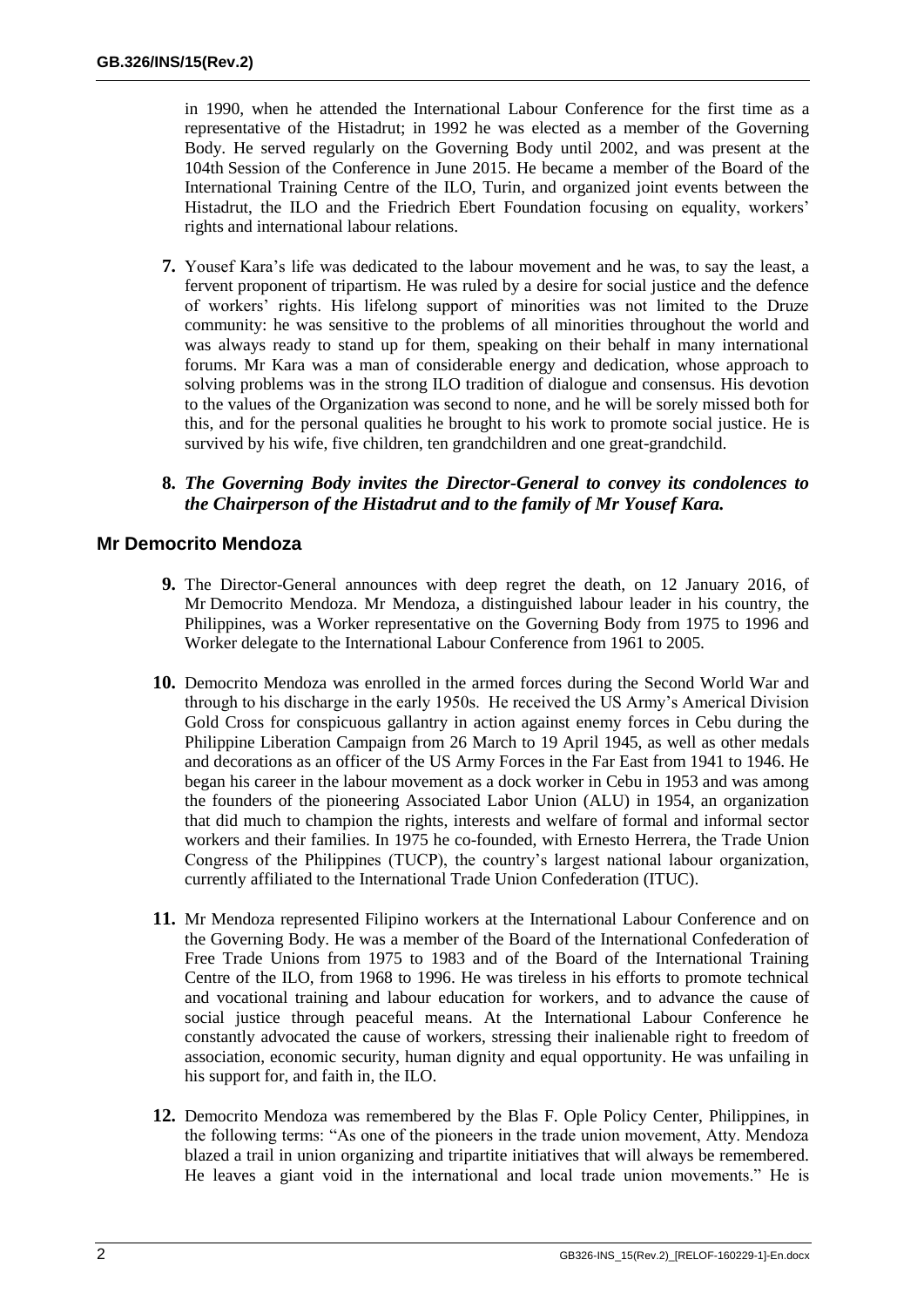in 1990, when he attended the International Labour Conference for the first time as a representative of the Histadrut; in 1992 he was elected as a member of the Governing Body. He served regularly on the Governing Body until 2002, and was present at the 104th Session of the Conference in June 2015. He became a member of the Board of the International Training Centre of the ILO, Turin, and organized joint events between the Histadrut, the ILO and the Friedrich Ebert Foundation focusing on equality, workers' rights and international labour relations.

**7.** Yousef Kara's life was dedicated to the labour movement and he was, to say the least, a fervent proponent of tripartism. He was ruled by a desire for social justice and the defence of workers' rights. His lifelong support of minorities was not limited to the Druze community: he was sensitive to the problems of all minorities throughout the world and was always ready to stand up for them, speaking on their behalf in many international forums. Mr Kara was a man of considerable energy and dedication, whose approach to solving problems was in the strong ILO tradition of dialogue and consensus. His devotion to the values of the Organization was second to none, and he will be sorely missed both for this, and for the personal qualities he brought to his work to promote social justice. He is survived by his wife, five children, ten grandchildren and one great-grandchild.

**8.** ***The Governing Body invites the Director-General to convey its condolences to the Chairperson of the Histadrut and to the family of Mr Yousef Kara.***

## Mr Democrito Mendoza

**9.** The Director-General announces with deep regret the death, on 12 January 2016, of Mr Democrito Mendoza. Mr Mendoza, a distinguished labour leader in his country, the Philippines, was a Worker representative on the Governing Body from 1975 to 1996 and Worker delegate to the International Labour Conference from 1961 to 2005.

**10.** Democrito Mendoza was enrolled in the armed forces during the Second World War and through to his discharge in the early 1950s. He received the US Army's Americal Division Gold Cross for conspicuous gallantry in action against enemy forces in Cebu during the Philippine Liberation Campaign from 26 March to 19 April 1945, as well as other medals and decorations as an officer of the US Army Forces in the Far East from 1941 to 1946. He began his career in the labour movement as a dock worker in Cebu in 1953 and was among the founders of the pioneering Associated Labor Union (ALU) in 1954, an organization that did much to champion the rights, interests and welfare of formal and informal sector workers and their families. In 1975 he co-founded, with Ernesto Herrera, the Trade Union Congress of the Philippines (TUCP), the country's largest national labour organization, currently affiliated to the International Trade Union Confederation (ITUC).

**11.** Mr Mendoza represented Filipino workers at the International Labour Conference and on the Governing Body. He was a member of the Board of the International Confederation of Free Trade Unions from 1975 to 1983 and of the Board of the International Training Centre of the ILO, from 1968 to 1996. He was tireless in his efforts to promote technical and vocational training and labour education for workers, and to advance the cause of social justice through peaceful means. At the International Labour Conference he constantly advocated the cause of workers, stressing their inalienable right to freedom of association, economic security, human dignity and equal opportunity. He was unfailing in his support for, and faith in, the ILO.

**12.** Democrito Mendoza was remembered by the Blas F. Ople Policy Center, Philippines, in the following terms: "As one of the pioneers in the trade union movement, Atty. Mendoza blazed a trail in union organizing and tripartite initiatives that will always be remembered. He leaves a giant void in the international and local trade union movements." He is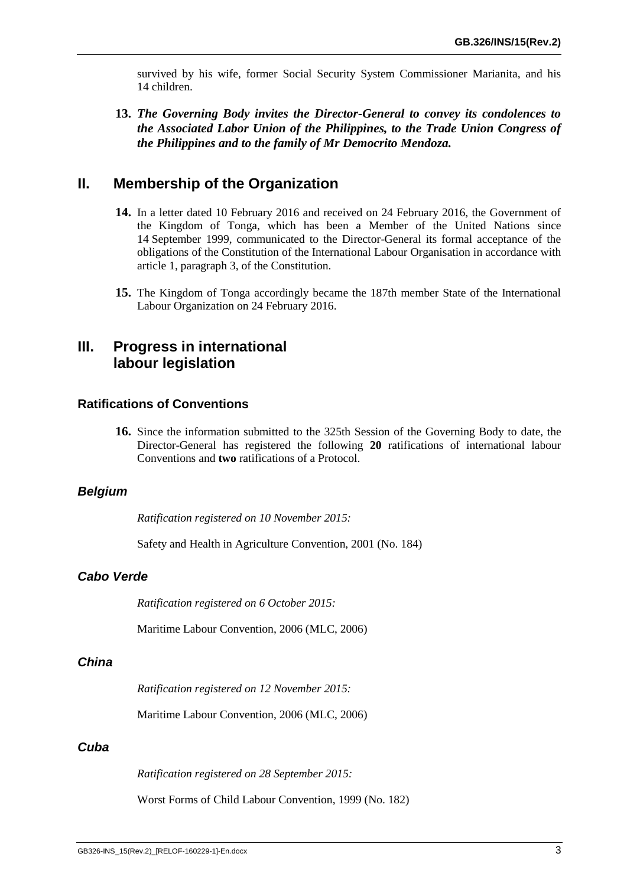survived by his wife, former Social Security System Commissioner Marianita, and his 14 children.

**13.** ***The Governing Body invites the Director-General to convey its condolences to the Associated Labor Union of the Philippines, to the Trade Union Congress of the Philippines and to the family of Mr Democrito Mendoza.***

## II. Membership of the Organization

**14.** In a letter dated 10 February 2016 and received on 24 February 2016, the Government of the Kingdom of Tonga, which has been a Member of the United Nations since 14 September 1999, communicated to the Director-General its formal acceptance of the obligations of the Constitution of the International Labour Organisation in accordance with article 1, paragraph 3, of the Constitution.

**15.** The Kingdom of Tonga accordingly became the 187th member State of the International Labour Organization on 24 February 2016.

## III. Progress in international labour legislation

### Ratifications of Conventions

**16.** Since the information submitted to the 325th Session of the Governing Body to date, the Director-General has registered the following **20** ratifications of international labour Conventions and **two** ratifications of a Protocol.

#### *Belgium*

*Ratification registered on 10 November 2015:*

Safety and Health in Agriculture Convention, 2001 (No. 184)

#### *Cabo Verde*

*Ratification registered on 6 October 2015:*

Maritime Labour Convention, 2006 (MLC, 2006)

#### *China*

*Ratification registered on 12 November 2015:*

Maritime Labour Convention, 2006 (MLC, 2006)

#### *Cuba*

*Ratification registered on 28 September 2015:*

Worst Forms of Child Labour Convention, 1999 (No. 182)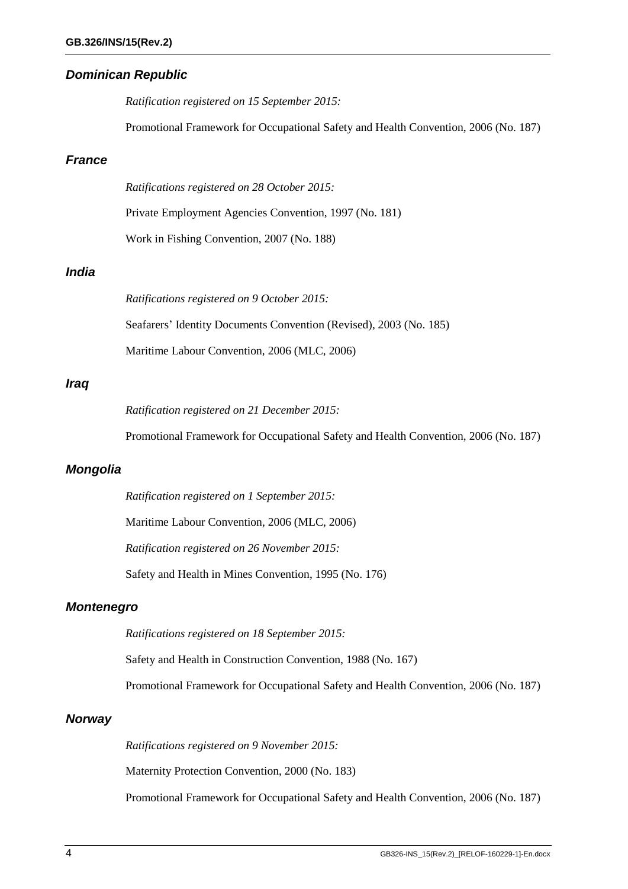### *Dominican Republic*

*Ratification registered on 15 September 2015:*

Promotional Framework for Occupational Safety and Health Convention, 2006 (No. 187)

### *France*

*Ratifications registered on 28 October 2015:*

Private Employment Agencies Convention, 1997 (No. 181)

Work in Fishing Convention, 2007 (No. 188)

### *India*

*Ratifications registered on 9 October 2015:*

Seafarers' Identity Documents Convention (Revised), 2003 (No. 185)

Maritime Labour Convention, 2006 (MLC, 2006)

### *Iraq*

*Ratification registered on 21 December 2015:*

Promotional Framework for Occupational Safety and Health Convention, 2006 (No. 187)

### *Mongolia*

*Ratification registered on 1 September 2015:*

Maritime Labour Convention, 2006 (MLC, 2006)

*Ratification registered on 26 November 2015:*

Safety and Health in Mines Convention, 1995 (No. 176)

### *Montenegro*

*Ratifications registered on 18 September 2015:*

Safety and Health in Construction Convention, 1988 (No. 167)

Promotional Framework for Occupational Safety and Health Convention, 2006 (No. 187)

### *Norway*

*Ratifications registered on 9 November 2015:*

Maternity Protection Convention, 2000 (No. 183)

Promotional Framework for Occupational Safety and Health Convention, 2006 (No. 187)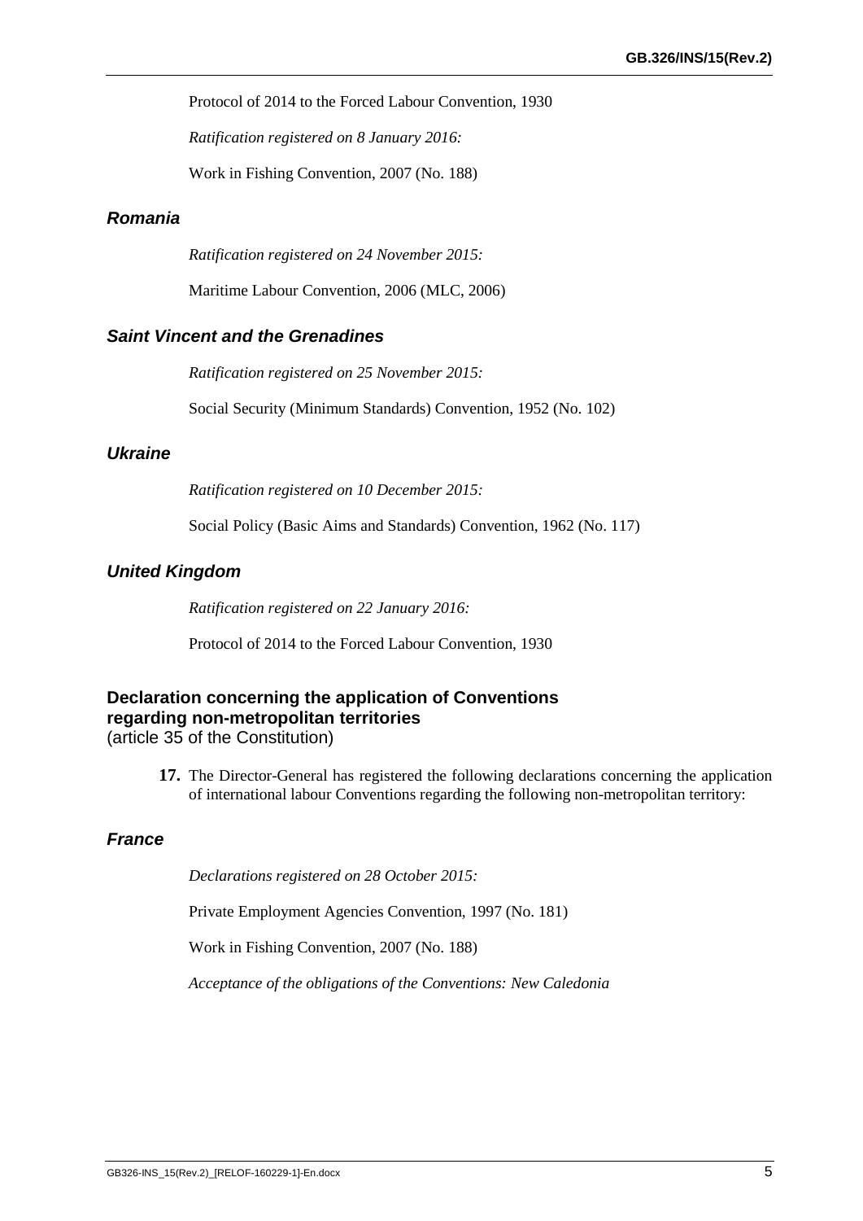Protocol of 2014 to the Forced Labour Convention, 1930

*Ratification registered on 8 January 2016:*

Work in Fishing Convention, 2007 (No. 188)

### *Romania*

*Ratification registered on 24 November 2015:*

Maritime Labour Convention, 2006 (MLC, 2006)

### *Saint Vincent and the Grenadines*

*Ratification registered on 25 November 2015:*

Social Security (Minimum Standards) Convention, 1952 (No. 102)

### *Ukraine*

*Ratification registered on 10 December 2015:*

Social Policy (Basic Aims and Standards) Convention, 1962 (No. 117)

### *United Kingdom*

*Ratification registered on 22 January 2016:*

Protocol of 2014 to the Forced Labour Convention, 1930

## Declaration concerning the application of Conventions regarding non-metropolitan territories
(article 35 of the Constitution)

**17.** The Director-General has registered the following declarations concerning the application of international labour Conventions regarding the following non-metropolitan territory:

### *France*

*Declarations registered on 28 October 2015:*

Private Employment Agencies Convention, 1997 (No. 181)

Work in Fishing Convention, 2007 (No. 188)

*Acceptance of the obligations of the Conventions: New Caledonia*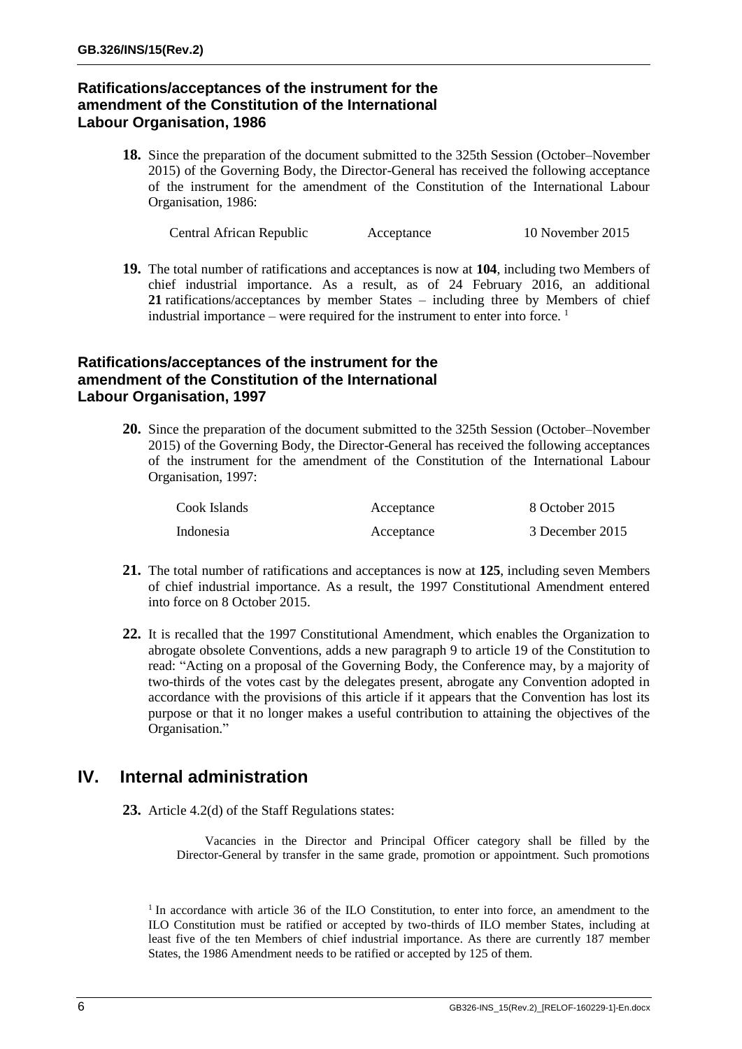### Ratifications/acceptances of the instrument for the amendment of the Constitution of the International Labour Organisation, 1986

**18.** Since the preparation of the document submitted to the 325th Session (October–November 2015) of the Governing Body, the Director-General has received the following acceptance of the instrument for the amendment of the Constitution of the International Labour Organisation, 1986:

| | | |
|---|---|---|
| Central African Republic | Acceptance | 10 November 2015 |

**19.** The total number of ratifications and acceptances is now at **104**, including two Members of chief industrial importance. As a result, as of 24 February 2016, an additional **21** ratifications/acceptances by member States – including three by Members of chief industrial importance – were required for the instrument to enter into force. [1]

### Ratifications/acceptances of the instrument for the amendment of the Constitution of the International Labour Organisation, 1997

**20.** Since the preparation of the document submitted to the 325th Session (October–November 2015) of the Governing Body, the Director-General has received the following acceptances of the instrument for the amendment of the Constitution of the International Labour Organisation, 1997:

| | | |
|---|---|---|
| Cook Islands | Acceptance | 8 October 2015 |
| Indonesia | Acceptance | 3 December 2015 |

**21.** The total number of ratifications and acceptances is now at **125**, including seven Members of chief industrial importance. As a result, the 1997 Constitutional Amendment entered into force on 8 October 2015.

**22.** It is recalled that the 1997 Constitutional Amendment, which enables the Organization to abrogate obsolete Conventions, adds a new paragraph 9 to article 19 of the Constitution to read: "Acting on a proposal of the Governing Body, the Conference may, by a majority of two-thirds of the votes cast by the delegates present, abrogate any Convention adopted in accordance with the provisions of this article if it appears that the Convention has lost its purpose or that it no longer makes a useful contribution to attaining the objectives of the Organisation."

## IV. Internal administration

**23.** Article 4.2(d) of the Staff Regulations states:

> Vacancies in the Director and Principal Officer category shall be filled by the Director-General by transfer in the same grade, promotion or appointment. Such promotions

[1] In accordance with article 36 of the ILO Constitution, to enter into force, an amendment to the ILO Constitution must be ratified or accepted by two-thirds of ILO member States, including at least five of the ten Members of chief industrial importance. As there are currently 187 member States, the 1986 Amendment needs to be ratified or accepted by 125 of them.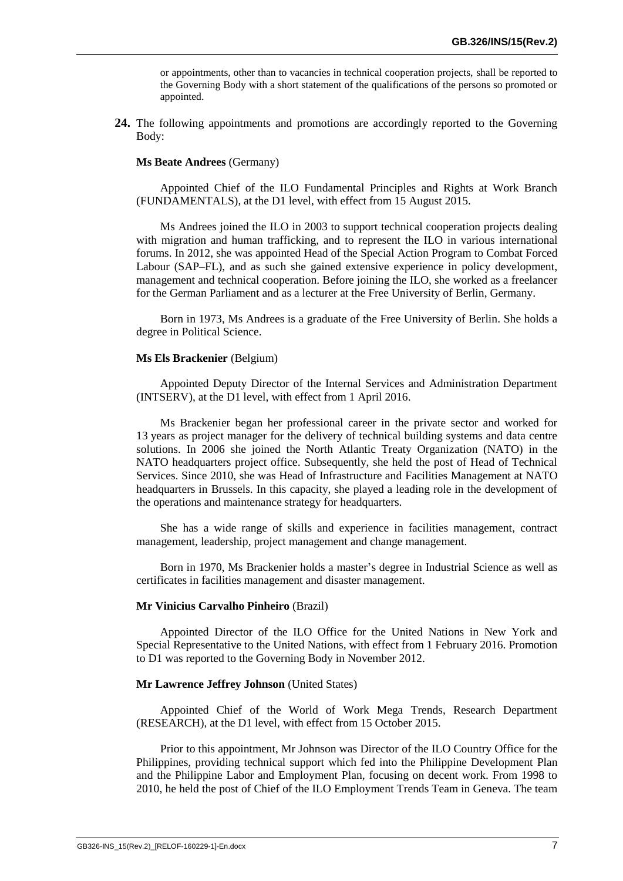or appointments, other than to vacancies in technical cooperation projects, shall be reported to the Governing Body with a short statement of the qualifications of the persons so promoted or appointed.

**24.** The following appointments and promotions are accordingly reported to the Governing Body:

**Ms Beate Andrees** (Germany)

Appointed Chief of the ILO Fundamental Principles and Rights at Work Branch (FUNDAMENTALS), at the D1 level, with effect from 15 August 2015.

Ms Andrees joined the ILO in 2003 to support technical cooperation projects dealing with migration and human trafficking, and to represent the ILO in various international forums. In 2012, she was appointed Head of the Special Action Program to Combat Forced Labour (SAP–FL), and as such she gained extensive experience in policy development, management and technical cooperation. Before joining the ILO, she worked as a freelancer for the German Parliament and as a lecturer at the Free University of Berlin, Germany.

Born in 1973, Ms Andrees is a graduate of the Free University of Berlin. She holds a degree in Political Science.

**Ms Els Brackenier** (Belgium)

Appointed Deputy Director of the Internal Services and Administration Department (INTSERV), at the D1 level, with effect from 1 April 2016.

Ms Brackenier began her professional career in the private sector and worked for 13 years as project manager for the delivery of technical building systems and data centre solutions. In 2006 she joined the North Atlantic Treaty Organization (NATO) in the NATO headquarters project office. Subsequently, she held the post of Head of Technical Services. Since 2010, she was Head of Infrastructure and Facilities Management at NATO headquarters in Brussels. In this capacity, she played a leading role in the development of the operations and maintenance strategy for headquarters.

She has a wide range of skills and experience in facilities management, contract management, leadership, project management and change management.

Born in 1970, Ms Brackenier holds a master's degree in Industrial Science as well as certificates in facilities management and disaster management.

**Mr Vinicius Carvalho Pinheiro** (Brazil)

Appointed Director of the ILO Office for the United Nations in New York and Special Representative to the United Nations, with effect from 1 February 2016. Promotion to D1 was reported to the Governing Body in November 2012.

**Mr Lawrence Jeffrey Johnson** (United States)

Appointed Chief of the World of Work Mega Trends, Research Department (RESEARCH), at the D1 level, with effect from 15 October 2015.

Prior to this appointment, Mr Johnson was Director of the ILO Country Office for the Philippines, providing technical support which fed into the Philippine Development Plan and the Philippine Labor and Employment Plan, focusing on decent work. From 1998 to 2010, he held the post of Chief of the ILO Employment Trends Team in Geneva. The team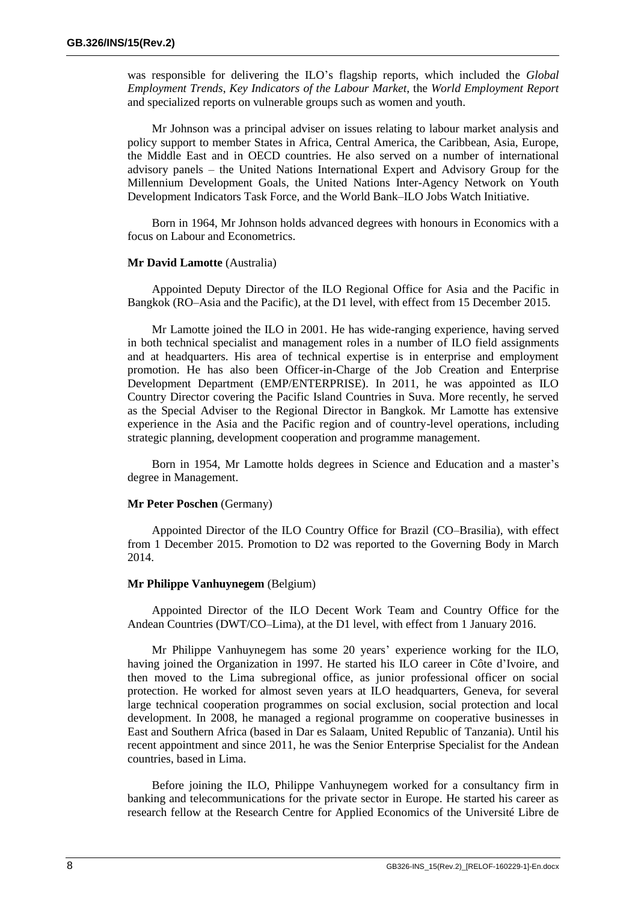was responsible for delivering the ILO's flagship reports, which included the *Global Employment Trends*, *Key Indicators of the Labour Market*, the *World Employment Report* and specialized reports on vulnerable groups such as women and youth.

Mr Johnson was a principal adviser on issues relating to labour market analysis and policy support to member States in Africa, Central America, the Caribbean, Asia, Europe, the Middle East and in OECD countries. He also served on a number of international advisory panels – the United Nations International Expert and Advisory Group for the Millennium Development Goals, the United Nations Inter-Agency Network on Youth Development Indicators Task Force, and the World Bank–ILO Jobs Watch Initiative.

Born in 1964, Mr Johnson holds advanced degrees with honours in Economics with a focus on Labour and Econometrics.

**Mr David Lamotte** (Australia)

Appointed Deputy Director of the ILO Regional Office for Asia and the Pacific in Bangkok (RO–Asia and the Pacific), at the D1 level, with effect from 15 December 2015.

Mr Lamotte joined the ILO in 2001. He has wide-ranging experience, having served in both technical specialist and management roles in a number of ILO field assignments and at headquarters. His area of technical expertise is in enterprise and employment promotion. He has also been Officer-in-Charge of the Job Creation and Enterprise Development Department (EMP/ENTERPRISE). In 2011, he was appointed as ILO Country Director covering the Pacific Island Countries in Suva. More recently, he served as the Special Adviser to the Regional Director in Bangkok. Mr Lamotte has extensive experience in the Asia and the Pacific region and of country-level operations, including strategic planning, development cooperation and programme management.

Born in 1954, Mr Lamotte holds degrees in Science and Education and a master's degree in Management.

**Mr Peter Poschen** (Germany)

Appointed Director of the ILO Country Office for Brazil (CO–Brasilia), with effect from 1 December 2015. Promotion to D2 was reported to the Governing Body in March 2014.

**Mr Philippe Vanhuynegem** (Belgium)

Appointed Director of the ILO Decent Work Team and Country Office for the Andean Countries (DWT/CO–Lima), at the D1 level, with effect from 1 January 2016.

Mr Philippe Vanhuynegem has some 20 years' experience working for the ILO, having joined the Organization in 1997. He started his ILO career in Côte d'Ivoire, and then moved to the Lima subregional office, as junior professional officer on social protection. He worked for almost seven years at ILO headquarters, Geneva, for several large technical cooperation programmes on social exclusion, social protection and local development. In 2008, he managed a regional programme on cooperative businesses in East and Southern Africa (based in Dar es Salaam, United Republic of Tanzania). Until his recent appointment and since 2011, he was the Senior Enterprise Specialist for the Andean countries, based in Lima.

Before joining the ILO, Philippe Vanhuynegem worked for a consultancy firm in banking and telecommunications for the private sector in Europe. He started his career as research fellow at the Research Centre for Applied Economics of the Université Libre de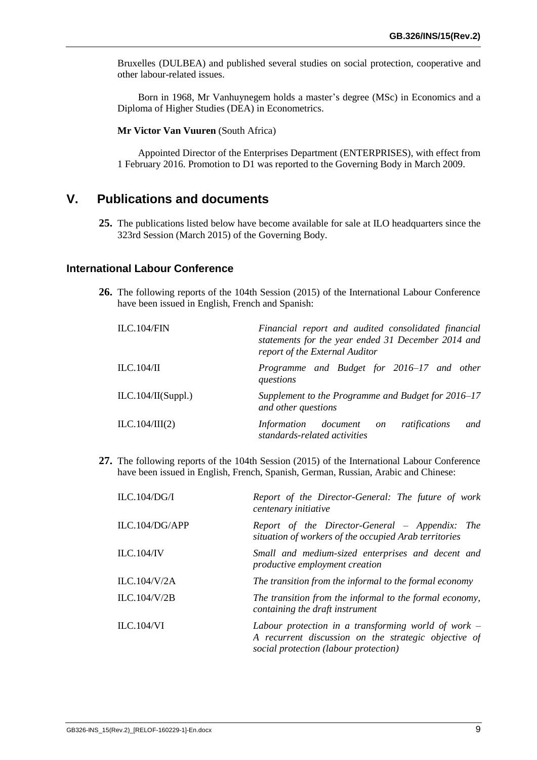Bruxelles (DULBEA) and published several studies on social protection, cooperative and other labour-related issues.

Born in 1968, Mr Vanhuynegem holds a master's degree (MSc) in Economics and a Diploma of Higher Studies (DEA) in Econometrics.

**Mr Victor Van Vuuren** (South Africa)

Appointed Director of the Enterprises Department (ENTERPRISES), with effect from 1 February 2016. Promotion to D1 was reported to the Governing Body in March 2009.

## V. Publications and documents

**25.** The publications listed below have become available for sale at ILO headquarters since the 323rd Session (March 2015) of the Governing Body.

### International Labour Conference

**26.** The following reports of the 104th Session (2015) of the International Labour Conference have been issued in English, French and Spanish:

| | |
|---|---|
| ILC.104/FIN | *Financial report and audited consolidated financial statements for the year ended 31 December 2014 and report of the External Auditor* |
| ILC.104/II | *Programme and Budget for 2016–17 and other questions* |
| ILC.104/II(Suppl.) | *Supplement to the Programme and Budget for 2016–17 and other questions* |
| ILC.104/III(2) | *Information document on ratifications and standards-related activities* |

**27.** The following reports of the 104th Session (2015) of the International Labour Conference have been issued in English, French, Spanish, German, Russian, Arabic and Chinese:

| | |
|---|---|
| ILC.104/DG/I | *Report of the Director-General: The future of work centenary initiative* |
| ILC.104/DG/APP | *Report of the Director-General – Appendix: The situation of workers of the occupied Arab territories* |
| ILC.104/IV | *Small and medium-sized enterprises and decent and productive employment creation* |
| ILC.104/V/2A | *The transition from the informal to the formal economy* |
| ILC.104/V/2B | *The transition from the informal to the formal economy, containing the draft instrument* |
| ILC.104/VI | *Labour protection in a transforming world of work – A recurrent discussion on the strategic objective of social protection (labour protection)* |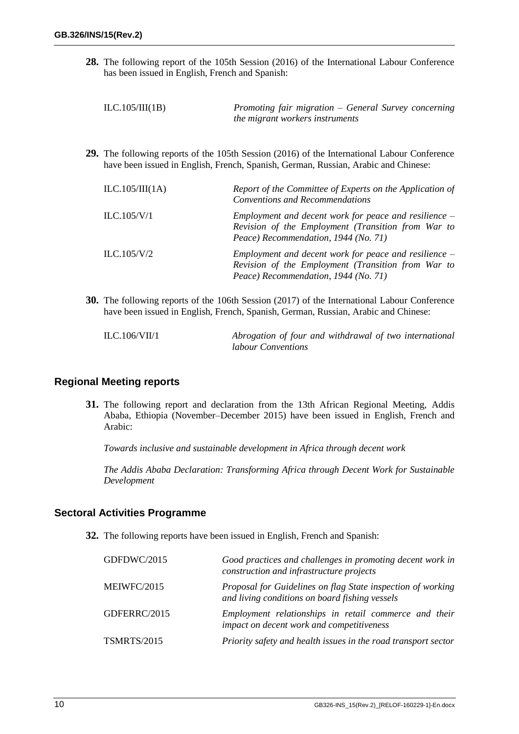**28.** The following report of the 105th Session (2016) of the International Labour Conference has been issued in English, French and Spanish:

| | |
|---|---|
| ILC.105/III(1B) | *Promoting fair migration – General Survey concerning the migrant workers instruments* |

**29.** The following reports of the 105th Session (2016) of the International Labour Conference have been issued in English, French, Spanish, German, Russian, Arabic and Chinese:

| | |
|---|---|
| ILC.105/III(1A) | *Report of the Committee of Experts on the Application of Conventions and Recommendations* |
| ILC.105/V/1 | *Employment and decent work for peace and resilience – Revision of the Employment (Transition from War to Peace) Recommendation, 1944 (No. 71)* |
| ILC.105/V/2 | *Employment and decent work for peace and resilience – Revision of the Employment (Transition from War to Peace) Recommendation, 1944 (No. 71)* |

**30.** The following reports of the 106th Session (2017) of the International Labour Conference have been issued in English, French, Spanish, German, Russian, Arabic and Chinese:

| | |
|---|---|
| ILC.106/VII/1 | *Abrogation of four and withdrawal of two international labour Conventions* |

## Regional Meeting reports

**31.** The following report and declaration from the 13th African Regional Meeting, Addis Ababa, Ethiopia (November–December 2015) have been issued in English, French and Arabic:

*Towards inclusive and sustainable development in Africa through decent work*

*The Addis Ababa Declaration: Transforming Africa through Decent Work for Sustainable Development*

## Sectoral Activities Programme

**32.** The following reports have been issued in English, French and Spanish:

| | |
|---|---|
| GDFDWC/2015 | *Good practices and challenges in promoting decent work in construction and infrastructure projects* |
| MEIWFC/2015 | *Proposal for Guidelines on flag State inspection of working and living conditions on board fishing vessels* |
| GDFERRC/2015 | *Employment relationships in retail commerce and their impact on decent work and competitiveness* |
| TSMRTS/2015 | *Priority safety and health issues in the road transport sector* |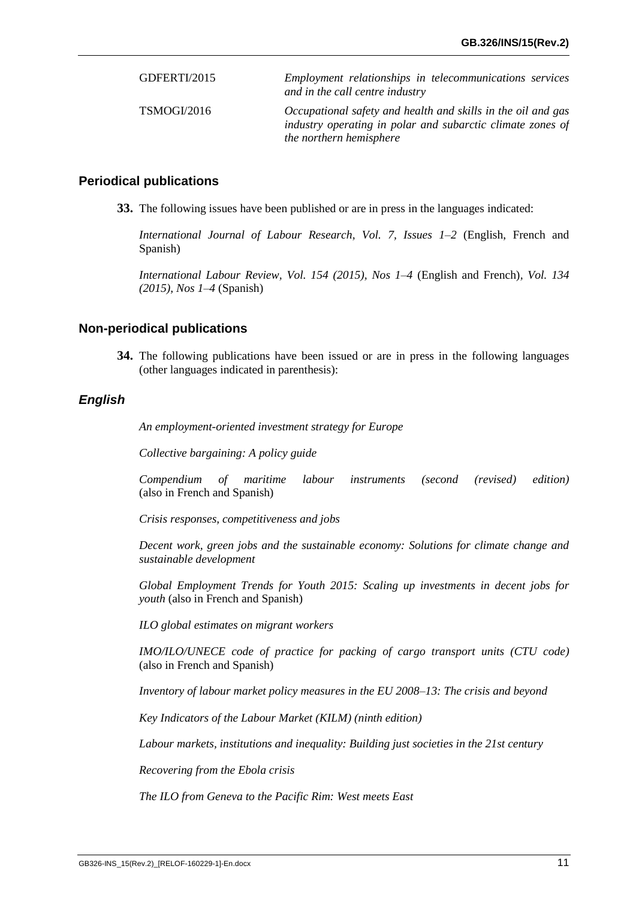| | |
|---|---|
| GDFERTI/2015 | *Employment relationships in telecommunications services and in the call centre industry* |
| TSMOGI/2016 | *Occupational safety and health and skills in the oil and gas industry operating in polar and subarctic climate zones of the northern hemisphere* |

## Periodical publications

**33.** The following issues have been published or are in press in the languages indicated:

*International Journal of Labour Research, Vol. 7, Issues 1–2* (English, French and Spanish)

*International Labour Review, Vol. 154 (2015), Nos 1–4* (English and French), *Vol. 134 (2015), Nos 1–4* (Spanish)

## Non-periodical publications

**34.** The following publications have been issued or are in press in the following languages (other languages indicated in parenthesis):

### *English*

*An employment-oriented investment strategy for Europe*

*Collective bargaining: A policy guide*

*Compendium of maritime labour instruments (second (revised) edition)* (also in French and Spanish)

*Crisis responses, competitiveness and jobs*

*Decent work, green jobs and the sustainable economy: Solutions for climate change and sustainable development*

*Global Employment Trends for Youth 2015: Scaling up investments in decent jobs for youth* (also in French and Spanish)

*ILO global estimates on migrant workers*

*IMO/ILO/UNECE code of practice for packing of cargo transport units (CTU code)* (also in French and Spanish)

*Inventory of labour market policy measures in the EU 2008–13: The crisis and beyond*

*Key Indicators of the Labour Market (KILM) (ninth edition)*

*Labour markets, institutions and inequality: Building just societies in the 21st century*

*Recovering from the Ebola crisis*

*The ILO from Geneva to the Pacific Rim: West meets East*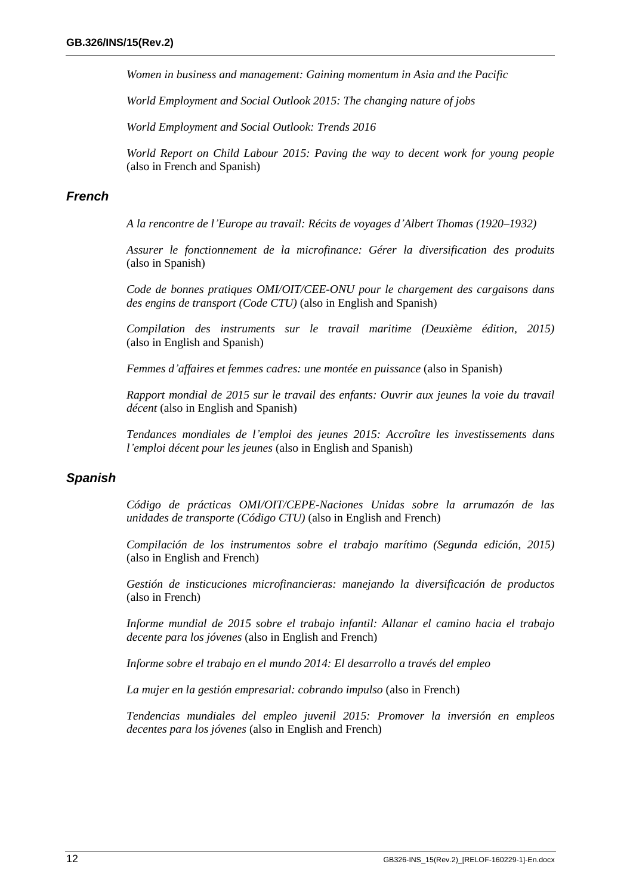*Women in business and management: Gaining momentum in Asia and the Pacific*

*World Employment and Social Outlook 2015: The changing nature of jobs*

*World Employment and Social Outlook: Trends 2016*

*World Report on Child Labour 2015: Paving the way to decent work for young people* (also in French and Spanish)

### *French*

*A la rencontre de l'Europe au travail: Récits de voyages d'Albert Thomas (1920–1932)*

*Assurer le fonctionnement de la microfinance: Gérer la diversification des produits* (also in Spanish)

*Code de bonnes pratiques OMI/OIT/CEE-ONU pour le chargement des cargaisons dans des engins de transport (Code CTU)* (also in English and Spanish)

*Compilation des instruments sur le travail maritime (Deuxième édition, 2015)* (also in English and Spanish)

*Femmes d'affaires et femmes cadres: une montée en puissance* (also in Spanish)

*Rapport mondial de 2015 sur le travail des enfants: Ouvrir aux jeunes la voie du travail décent* (also in English and Spanish)

*Tendances mondiales de l'emploi des jeunes 2015: Accroître les investissements dans l'emploi décent pour les jeunes* (also in English and Spanish)

### *Spanish*

*Código de prácticas OMI/OIT/CEPE-Naciones Unidas sobre la arrumazón de las unidades de transporte (Código CTU)* (also in English and French)

*Compilación de los instrumentos sobre el trabajo marítimo (Segunda edición, 2015)* (also in English and French)

*Gestión de insticuciones microfinancieras: manejando la diversificación de productos* (also in French)

*Informe mundial de 2015 sobre el trabajo infantil: Allanar el camino hacia el trabajo decente para los jóvenes* (also in English and French)

*Informe sobre el trabajo en el mundo 2014: El desarrollo a través del empleo*

*La mujer en la gestión empresarial: cobrando impulso* (also in French)

*Tendencias mundiales del empleo juvenil 2015: Promover la inversión en empleos decentes para los jóvenes* (also in English and French)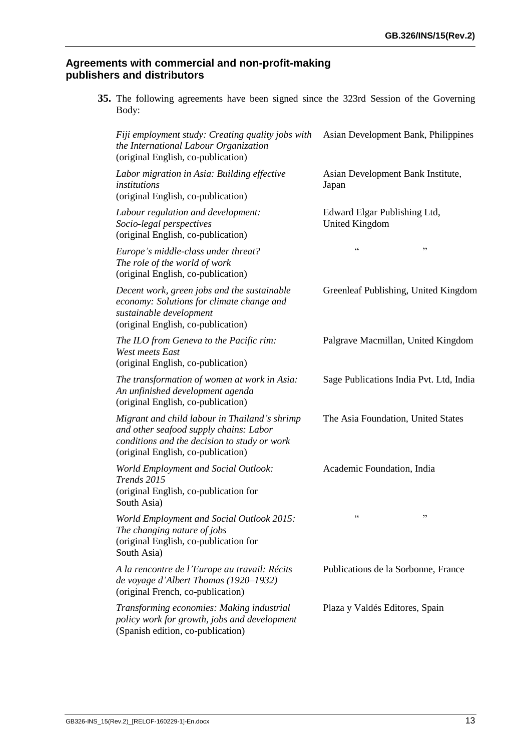## Agreements with commercial and non-profit-making publishers and distributors

**35.** The following agreements have been signed since the 323rd Session of the Governing Body:

| | |
|---|---|
| *Fiji employment study: Creating quality jobs with the International Labour Organization* (original English, co-publication) | Asian Development Bank, Philippines |
| *Labor migration in Asia: Building effective institutions* (original English, co-publication) | Asian Development Bank Institute, Japan |
| *Labour regulation and development: Socio-legal perspectives* (original English, co-publication) | Edward Elgar Publishing Ltd, United Kingdom |
| *Europe's middle-class under threat? The role of the world of work* (original English, co-publication) | " " |
| *Decent work, green jobs and the sustainable economy: Solutions for climate change and sustainable development* (original English, co-publication) | Greenleaf Publishing, United Kingdom |
| *The ILO from Geneva to the Pacific rim: West meets East* (original English, co-publication) | Palgrave Macmillan, United Kingdom |
| *The transformation of women at work in Asia: An unfinished development agenda* (original English, co-publication) | Sage Publications India Pvt. Ltd, India |
| *Migrant and child labour in Thailand's shrimp and other seafood supply chains: Labor conditions and the decision to study or work* (original English, co-publication) | The Asia Foundation, United States |
| *World Employment and Social Outlook: Trends 2015* (original English, co-publication for South Asia) | Academic Foundation, India |
| *World Employment and Social Outlook 2015: The changing nature of jobs* (original English, co-publication for South Asia) | " " |
| *A la rencontre de l'Europe au travail: Récits de voyage d'Albert Thomas (1920–1932)* (original French, co-publication) | Publications de la Sorbonne, France |
| *Transforming economies: Making industrial policy work for growth, jobs and development* (Spanish edition, co-publication) | Plaza y Valdés Editores, Spain |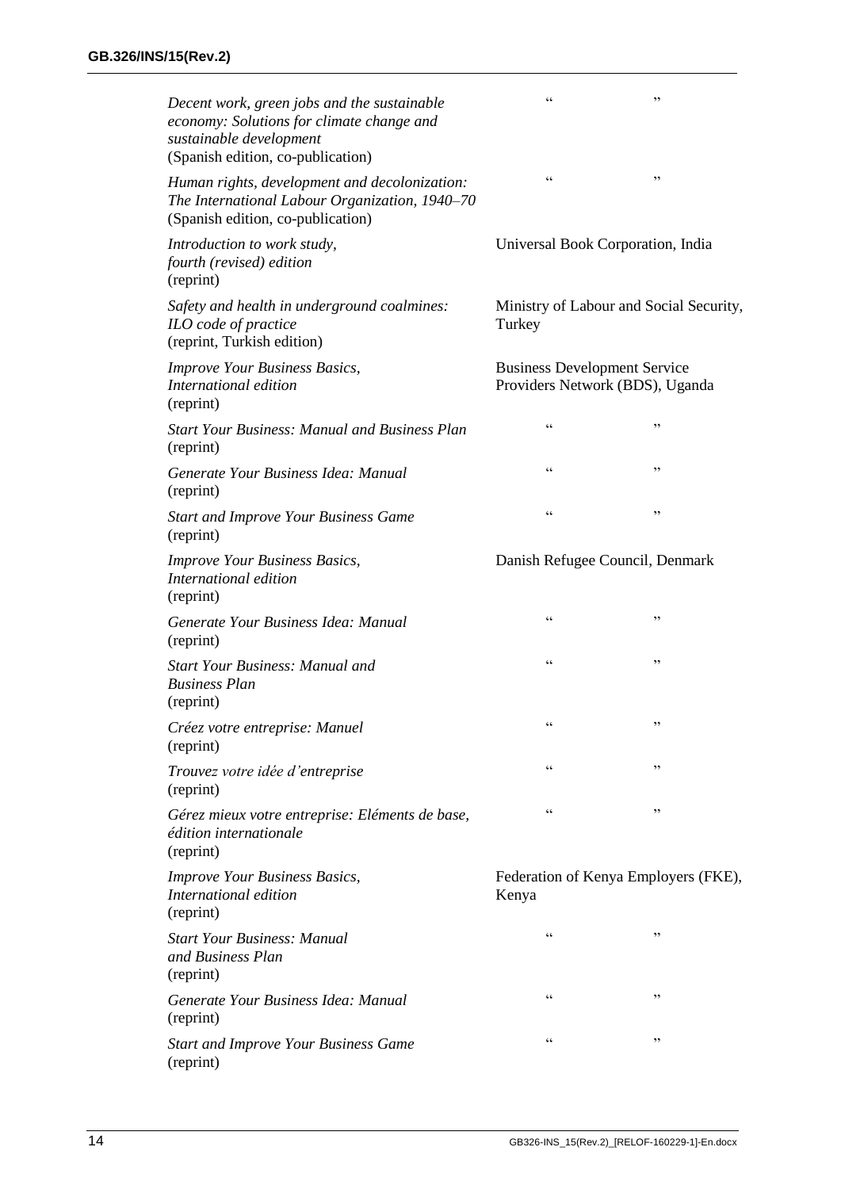| | |
|---|---|
| *Decent work, green jobs and the sustainable economy: Solutions for climate change and sustainable development* (Spanish edition, co-publication) | "          " |
| *Human rights, development and decolonization: The International Labour Organization, 1940–70* (Spanish edition, co-publication) | "          " |
| *Introduction to work study, fourth (revised) edition* (reprint) | Universal Book Corporation, India |
| *Safety and health in underground coalmines: ILO code of practice* (reprint, Turkish edition) | Ministry of Labour and Social Security, Turkey |
| *Improve Your Business Basics, International edition* (reprint) | Business Development Service Providers Network (BDS), Uganda |
| *Start Your Business: Manual and Business Plan* (reprint) | "          " |
| *Generate Your Business Idea: Manual* (reprint) | "          " |
| *Start and Improve Your Business Game* (reprint) | "          " |
| *Improve Your Business Basics, International edition* (reprint) | Danish Refugee Council, Denmark |
| *Generate Your Business Idea: Manual* (reprint) | "          " |
| *Start Your Business: Manual and Business Plan* (reprint) | "          " |
| *Créez votre entreprise: Manuel* (reprint) | "          " |
| *Trouvez votre idée d'entreprise* (reprint) | "          " |
| *Gérez mieux votre entreprise: Eléments de base, édition internationale* (reprint) | "          " |
| *Improve Your Business Basics, International edition* (reprint) | Federation of Kenya Employers (FKE), Kenya |
| *Start Your Business: Manual and Business Plan* (reprint) | "          " |
| *Generate Your Business Idea: Manual* (reprint) | "          " |
| *Start and Improve Your Business Game* (reprint) | "          " |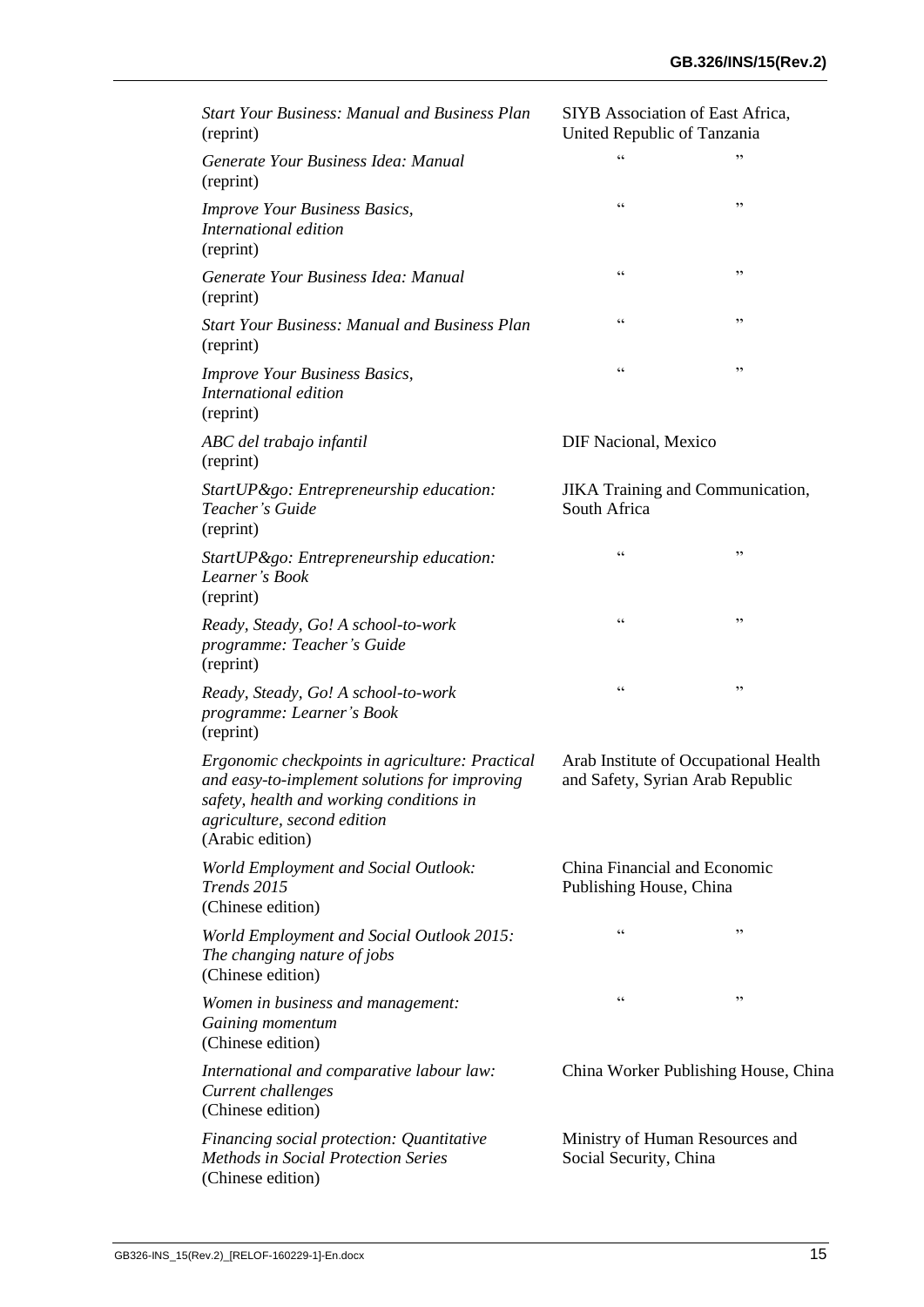| | |
|---|---|
| *Start Your Business: Manual and Business Plan* (reprint) | SIYB Association of East Africa, United Republic of Tanzania |
| *Generate Your Business Idea: Manual* (reprint) | "    " |
| *Improve Your Business Basics, International edition* (reprint) | "    " |
| *Generate Your Business Idea: Manual* (reprint) | "    " |
| *Start Your Business: Manual and Business Plan* (reprint) | "    " |
| *Improve Your Business Basics, International edition* (reprint) | "    " |
| *ABC del trabajo infantil* (reprint) | DIF Nacional, Mexico |
| *StartUP&go: Entrepreneurship education: Teacher's Guide* (reprint) | JIKA Training and Communication, South Africa |
| *StartUP&go: Entrepreneurship education: Learner's Book* (reprint) | "    " |
| *Ready, Steady, Go! A school-to-work programme: Teacher's Guide* (reprint) | "    " |
| *Ready, Steady, Go! A school-to-work programme: Learner's Book* (reprint) | "    " |
| *Ergonomic checkpoints in agriculture: Practical and easy-to-implement solutions for improving safety, health and working conditions in agriculture, second edition* (Arabic edition) | Arab Institute of Occupational Health and Safety, Syrian Arab Republic |
| *World Employment and Social Outlook: Trends 2015* (Chinese edition) | China Financial and Economic Publishing House, China |
| *World Employment and Social Outlook 2015: The changing nature of jobs* (Chinese edition) | "    " |
| *Women in business and management: Gaining momentum* (Chinese edition) | "    " |
| *International and comparative labour law: Current challenges* (Chinese edition) | China Worker Publishing House, China |
| *Financing social protection: Quantitative Methods in Social Protection Series* (Chinese edition) | Ministry of Human Resources and Social Security, China |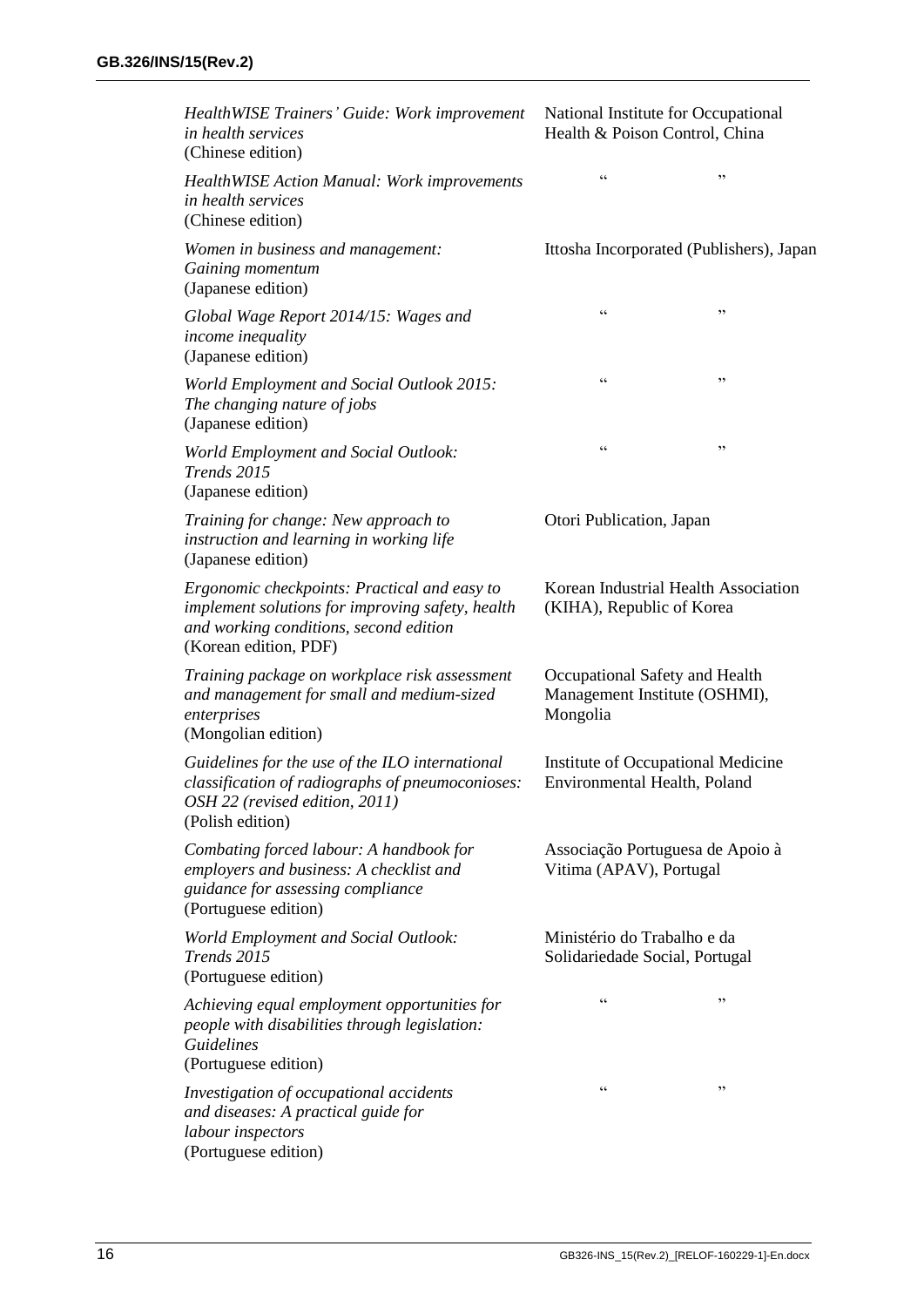| | |
|---|---|
| *HealthWISE Trainers' Guide: Work improvement in health services* (Chinese edition) | National Institute for Occupational Health & Poison Control, China |
| *HealthWISE Action Manual: Work improvements in health services* (Chinese edition) | " " |
| *Women in business and management: Gaining momentum* (Japanese edition) | Ittosha Incorporated (Publishers), Japan |
| *Global Wage Report 2014/15: Wages and income inequality* (Japanese edition) | " " |
| *World Employment and Social Outlook 2015: The changing nature of jobs* (Japanese edition) | " " |
| *World Employment and Social Outlook: Trends 2015* (Japanese edition) | " " |
| *Training for change: New approach to instruction and learning in working life* (Japanese edition) | Otori Publication, Japan |
| *Ergonomic checkpoints: Practical and easy to implement solutions for improving safety, health and working conditions, second edition* (Korean edition, PDF) | Korean Industrial Health Association (KIHA), Republic of Korea |
| *Training package on workplace risk assessment and management for small and medium-sized enterprises* (Mongolian edition) | Occupational Safety and Health Management Institute (OSHMI), Mongolia |
| *Guidelines for the use of the ILO international classification of radiographs of pneumoconioses: OSH 22 (revised edition, 2011)* (Polish edition) | Institute of Occupational Medicine Environmental Health, Poland |
| *Combating forced labour: A handbook for employers and business: A checklist and guidance for assessing compliance* (Portuguese edition) | Associação Portuguesa de Apoio à Vitima (APAV), Portugal |
| *World Employment and Social Outlook: Trends 2015* (Portuguese edition) | Ministério do Trabalho e da Solidariedade Social, Portugal |
| *Achieving equal employment opportunities for people with disabilities through legislation: Guidelines* (Portuguese edition) | " " |
| *Investigation of occupational accidents and diseases: A practical guide for labour inspectors* (Portuguese edition) | " " |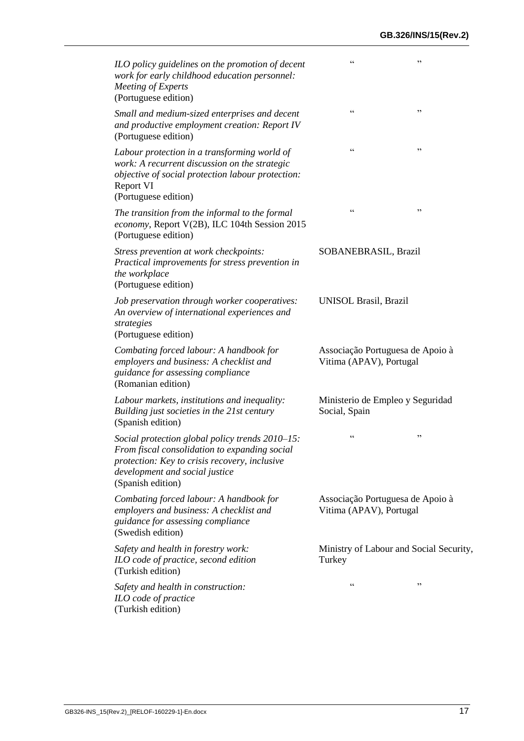| | |
|---|---|
| *ILO policy guidelines on the promotion of decent work for early childhood education personnel: Meeting of Experts* (Portuguese edition) | " " |
| *Small and medium-sized enterprises and decent and productive employment creation: Report IV* (Portuguese edition) | " " |
| *Labour protection in a transforming world of work: A recurrent discussion on the strategic objective of social protection labour protection:* Report VI (Portuguese edition) | " " |
| *The transition from the informal to the formal economy*, Report V(2B), ILC 104th Session 2015 (Portuguese edition) | " " |
| *Stress prevention at work checkpoints: Practical improvements for stress prevention in the workplace* (Portuguese edition) | SOBANEBRASIL, Brazil |
| *Job preservation through worker cooperatives: An overview of international experiences and strategies* (Portuguese edition) | UNISOL Brasil, Brazil |
| *Combating forced labour: A handbook for employers and business: A checklist and guidance for assessing compliance* (Romanian edition) | Associação Portuguesa de Apoio à Vitima (APAV), Portugal |
| *Labour markets, institutions and inequality: Building just societies in the 21st century* (Spanish edition) | Ministerio de Empleo y Seguridad Social, Spain |
| *Social protection global policy trends 2010–15: From fiscal consolidation to expanding social protection: Key to crisis recovery, inclusive development and social justice* (Spanish edition) | " " |
| *Combating forced labour: A handbook for employers and business: A checklist and guidance for assessing compliance* (Swedish edition) | Associação Portuguesa de Apoio à Vitima (APAV), Portugal |
| *Safety and health in forestry work: ILO code of practice, second edition* (Turkish edition) | Ministry of Labour and Social Security, Turkey |
| *Safety and health in construction: ILO code of practice* (Turkish edition) | " " |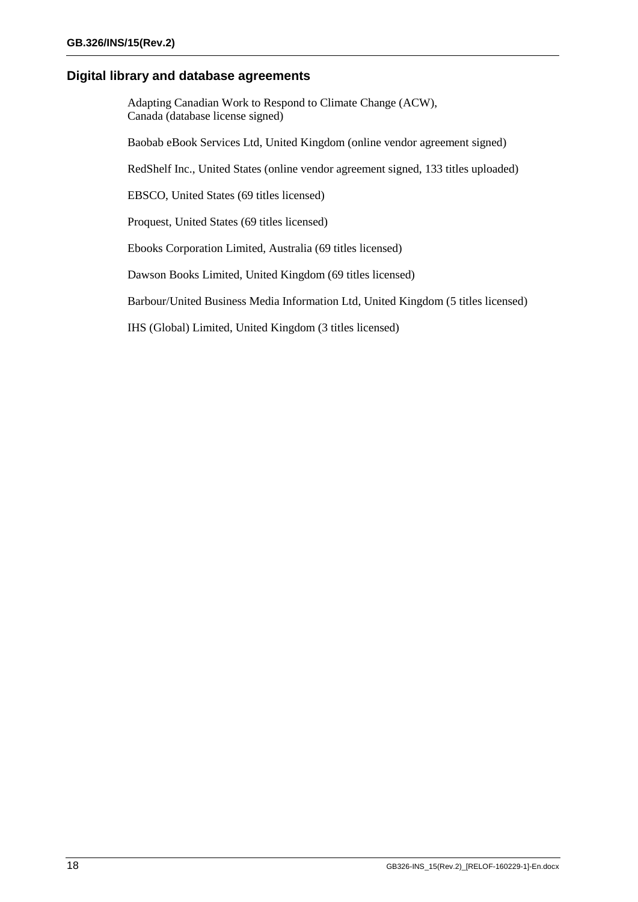## Digital library and database agreements

Adapting Canadian Work to Respond to Climate Change (ACW), Canada (database license signed)

Baobab eBook Services Ltd, United Kingdom (online vendor agreement signed)

RedShelf Inc., United States (online vendor agreement signed, 133 titles uploaded)

EBSCO, United States (69 titles licensed)

Proquest, United States (69 titles licensed)

Ebooks Corporation Limited, Australia (69 titles licensed)

Dawson Books Limited, United Kingdom (69 titles licensed)

Barbour/United Business Media Information Ltd, United Kingdom (5 titles licensed)

IHS (Global) Limited, United Kingdom (3 titles licensed)